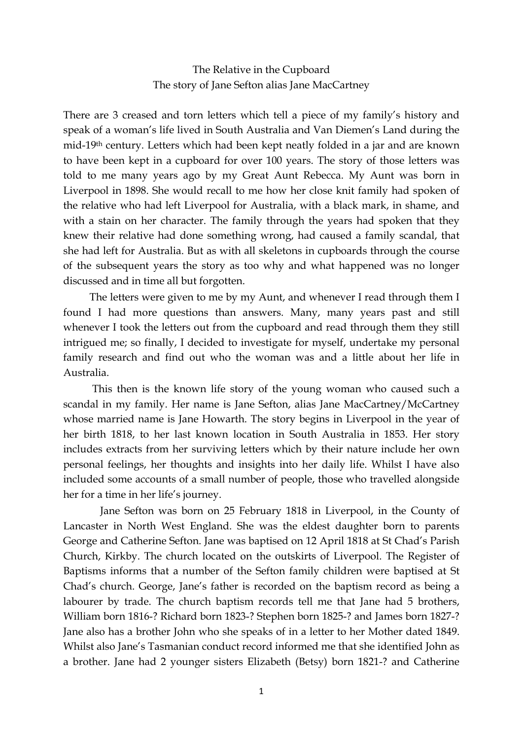# The Relative in the Cupboard
## The story of Jane Sefton alias Jane MacCartney

There are 3 creased and torn letters which tell a piece of my family's history and speak of a woman's life lived in South Australia and Van Diemen's Land during the mid-19th century. Letters which had been kept neatly folded in a jar and are known to have been kept in a cupboard for over 100 years. The story of those letters was told to me many years ago by my Great Aunt Rebecca. My Aunt was born in Liverpool in 1898. She would recall to me how her close knit family had spoken of the relative who had left Liverpool for Australia, with a black mark, in shame, and with a stain on her character. The family through the years had spoken that they knew their relative had done something wrong, had caused a family scandal, that she had left for Australia. But as with all skeletons in cupboards through the course of the subsequent years the story as too why and what happened was no longer discussed and in time all but forgotten.

The letters were given to me by my Aunt, and whenever I read through them I found I had more questions than answers. Many, many years past and still whenever I took the letters out from the cupboard and read through them they still intrigued me; so finally, I decided to investigate for myself, undertake my personal family research and find out who the woman was and a little about her life in Australia.

This then is the known life story of the young woman who caused such a scandal in my family. Her name is Jane Sefton, alias Jane MacCartney/McCartney whose married name is Jane Howarth. The story begins in Liverpool in the year of her birth 1818, to her last known location in South Australia in 1853. Her story includes extracts from her surviving letters which by their nature include her own personal feelings, her thoughts and insights into her daily life. Whilst I have also included some accounts of a small number of people, those who travelled alongside her for a time in her life's journey.

Jane Sefton was born on 25 February 1818 in Liverpool, in the County of Lancaster in North West England. She was the eldest daughter born to parents George and Catherine Sefton. Jane was baptised on 12 April 1818 at St Chad's Parish Church, Kirkby. The church located on the outskirts of Liverpool. The Register of Baptisms informs that a number of the Sefton family children were baptised at St Chad's church. George, Jane's father is recorded on the baptism record as being a labourer by trade. The church baptism records tell me that Jane had 5 brothers, William born 1816-? Richard born 1823-? Stephen born 1825-? and James born 1827-? Jane also has a brother John who she speaks of in a letter to her Mother dated 1849. Whilst also Jane's Tasmanian conduct record informed me that she identified John as a brother. Jane had 2 younger sisters Elizabeth (Betsy) born 1821-? and Catherine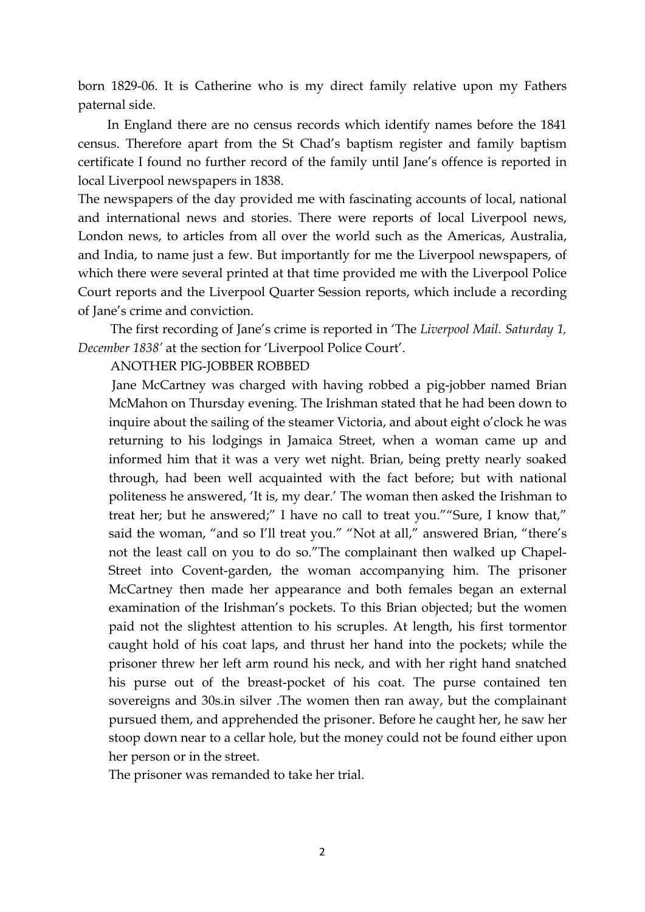born 1829-06. It is Catherine who is my direct family relative upon my Fathers paternal side.

In England there are no census records which identify names before the 1841 census. Therefore apart from the St Chad's baptism register and family baptism certificate I found no further record of the family until Jane's offence is reported in local Liverpool newspapers in 1838.

The newspapers of the day provided me with fascinating accounts of local, national and international news and stories. There were reports of local Liverpool news, London news, to articles from all over the world such as the Americas, Australia, and India, to name just a few. But importantly for me the Liverpool newspapers, of which there were several printed at that time provided me with the Liverpool Police Court reports and the Liverpool Quarter Session reports, which include a recording of Jane's crime and conviction.

The first recording of Jane's crime is reported in 'The *Liverpool Mail. Saturday 1, December 1838'* at the section for 'Liverpool Police Court'.

> ANOTHER PIG-JOBBER ROBBED
>
> Jane McCartney was charged with having robbed a pig-jobber named Brian McMahon on Thursday evening. The Irishman stated that he had been down to inquire about the sailing of the steamer Victoria, and about eight o'clock he was returning to his lodgings in Jamaica Street, when a woman came up and informed him that it was a very wet night. Brian, being pretty nearly soaked through, had been well acquainted with the fact before; but with national politeness he answered, 'It is, my dear.' The woman then asked the Irishman to treat her; but he answered;" I have no call to treat you.""Sure, I know that," said the woman, "and so I'll treat you." "Not at all," answered Brian, "there's not the least call on you to do so."The complainant then walked up Chapel-Street into Covent-garden, the woman accompanying him. The prisoner McCartney then made her appearance and both females began an external examination of the Irishman's pockets. To this Brian objected; but the women paid not the slightest attention to his scruples. At length, his first tormentor caught hold of his coat laps, and thrust her hand into the pockets; while the prisoner threw her left arm round his neck, and with her right hand snatched his purse out of the breast-pocket of his coat. The purse contained ten sovereigns and 30s.in silver .The women then ran away, but the complainant pursued them, and apprehended the prisoner. Before he caught her, he saw her stoop down near to a cellar hole, but the money could not be found either upon her person or in the street.
>
> The prisoner was remanded to take her trial.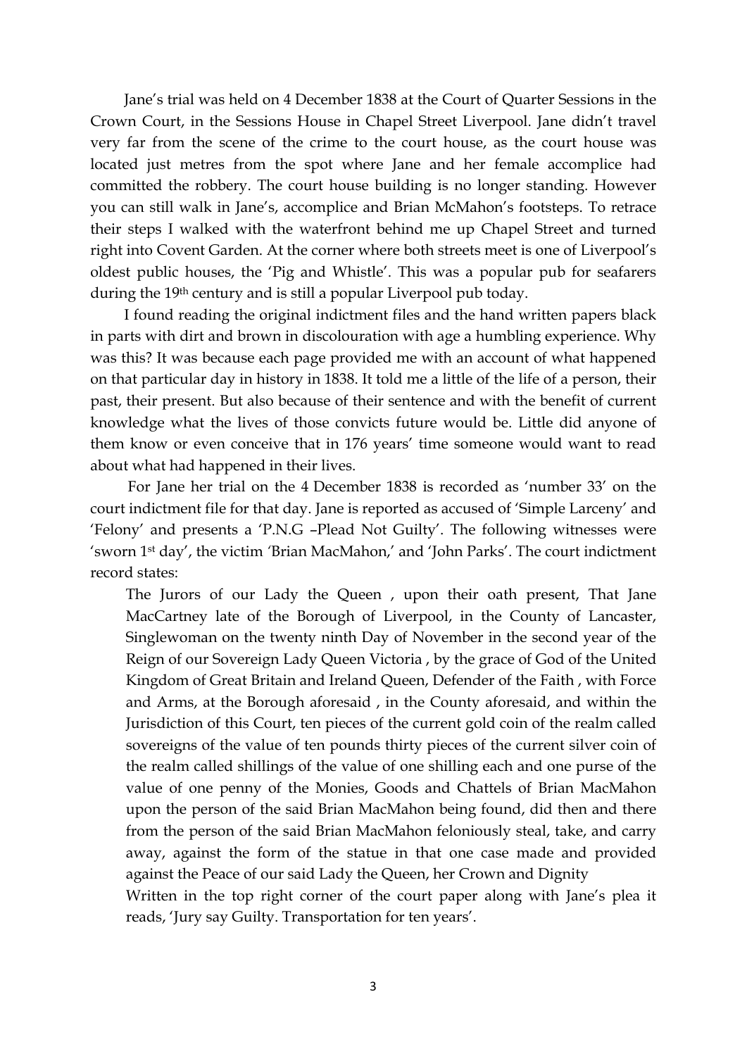Jane's trial was held on 4 December 1838 at the Court of Quarter Sessions in the Crown Court, in the Sessions House in Chapel Street Liverpool. Jane didn't travel very far from the scene of the crime to the court house, as the court house was located just metres from the spot where Jane and her female accomplice had committed the robbery. The court house building is no longer standing. However you can still walk in Jane's, accomplice and Brian McMahon's footsteps. To retrace their steps I walked with the waterfront behind me up Chapel Street and turned right into Covent Garden. At the corner where both streets meet is one of Liverpool's oldest public houses, the 'Pig and Whistle'. This was a popular pub for seafarers during the 19th century and is still a popular Liverpool pub today.

I found reading the original indictment files and the hand written papers black in parts with dirt and brown in discolouration with age a humbling experience. Why was this? It was because each page provided me with an account of what happened on that particular day in history in 1838. It told me a little of the life of a person, their past, their present. But also because of their sentence and with the benefit of current knowledge what the lives of those convicts future would be. Little did anyone of them know or even conceive that in 176 years' time someone would want to read about what had happened in their lives.

For Jane her trial on the 4 December 1838 is recorded as 'number 33' on the court indictment file for that day. Jane is reported as accused of 'Simple Larceny' and 'Felony' and presents a 'P.N.G –Plead Not Guilty'. The following witnesses were 'sworn 1st day', the victim 'Brian MacMahon,' and 'John Parks'. The court indictment record states:

> The Jurors of our Lady the Queen , upon their oath present, That Jane MacCartney late of the Borough of Liverpool, in the County of Lancaster, Singlewoman on the twenty ninth Day of November in the second year of the Reign of our Sovereign Lady Queen Victoria , by the grace of God of the United Kingdom of Great Britain and Ireland Queen, Defender of the Faith , with Force and Arms, at the Borough aforesaid , in the County aforesaid, and within the Jurisdiction of this Court, ten pieces of the current gold coin of the realm called sovereigns of the value of ten pounds thirty pieces of the current silver coin of the realm called shillings of the value of one shilling each and one purse of the value of one penny of the Monies, Goods and Chattels of Brian MacMahon upon the person of the said Brian MacMahon being found, did then and there from the person of the said Brian MacMahon feloniously steal, take, and carry away, against the form of the statue in that one case made and provided against the Peace of our said Lady the Queen, her Crown and Dignity
>
> Written in the top right corner of the court paper along with Jane's plea it reads, 'Jury say Guilty. Transportation for ten years'.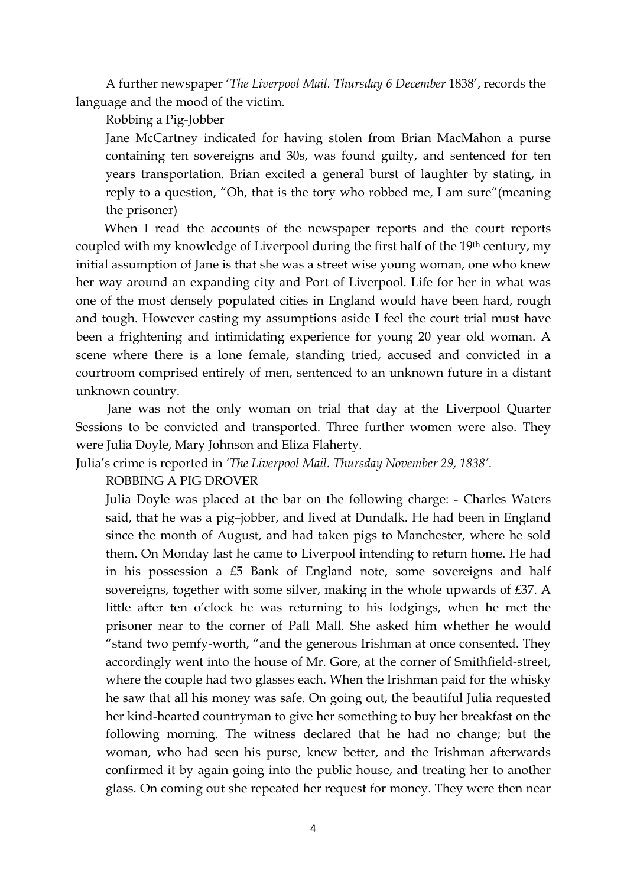A further newspaper '*The Liverpool Mail. Thursday 6 December* 1838', records the language and the mood of the victim.

Robbing a Pig-Jobber

> Jane McCartney indicated for having stolen from Brian MacMahon a purse containing ten sovereigns and 30s, was found guilty, and sentenced for ten years transportation. Brian excited a general burst of laughter by stating, in reply to a question, "Oh, that is the tory who robbed me, I am sure"(meaning the prisoner)

When I read the accounts of the newspaper reports and the court reports coupled with my knowledge of Liverpool during the first half of the 19th century, my initial assumption of Jane is that she was a street wise young woman, one who knew her way around an expanding city and Port of Liverpool. Life for her in what was one of the most densely populated cities in England would have been hard, rough and tough. However casting my assumptions aside I feel the court trial must have been a frightening and intimidating experience for young 20 year old woman. A scene where there is a lone female, standing tried, accused and convicted in a courtroom comprised entirely of men, sentenced to an unknown future in a distant unknown country.

Jane was not the only woman on trial that day at the Liverpool Quarter Sessions to be convicted and transported. Three further women were also. They were Julia Doyle, Mary Johnson and Eliza Flaherty.

Julia's crime is reported in *'The Liverpool Mail. Thursday November 29, 1838'*.

ROBBING A PIG DROVER

> Julia Doyle was placed at the bar on the following charge: - Charles Waters said, that he was a pig–jobber, and lived at Dundalk. He had been in England since the month of August, and had taken pigs to Manchester, where he sold them. On Monday last he came to Liverpool intending to return home. He had in his possession a £5 Bank of England note, some sovereigns and half sovereigns, together with some silver, making in the whole upwards of £37. A little after ten o'clock he was returning to his lodgings, when he met the prisoner near to the corner of Pall Mall. She asked him whether he would "stand two pemfy-worth, "and the generous Irishman at once consented. They accordingly went into the house of Mr. Gore, at the corner of Smithfield-street, where the couple had two glasses each. When the Irishman paid for the whisky he saw that all his money was safe. On going out, the beautiful Julia requested her kind-hearted countryman to give her something to buy her breakfast on the following morning. The witness declared that he had no change; but the woman, who had seen his purse, knew better, and the Irishman afterwards confirmed it by again going into the public house, and treating her to another glass. On coming out she repeated her request for money. They were then near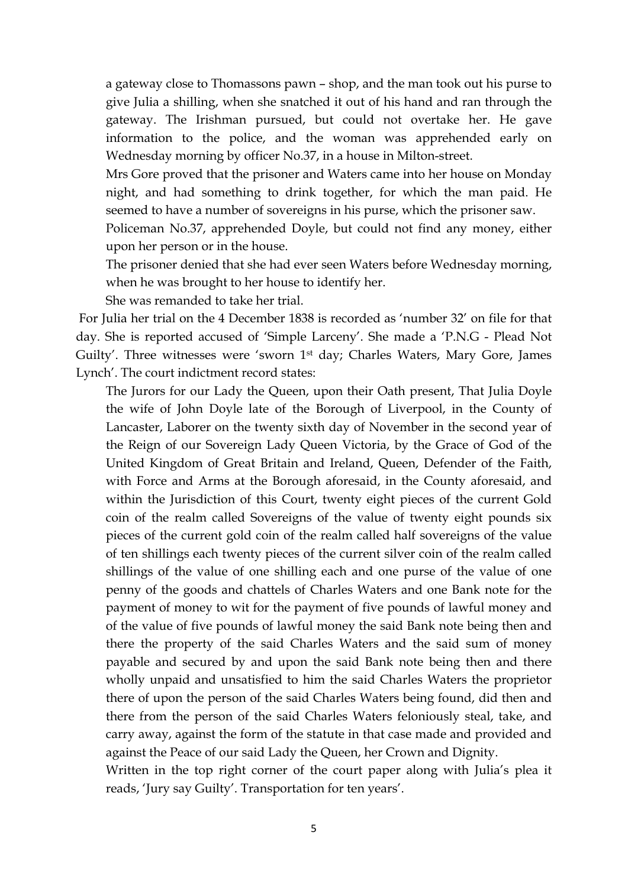a gateway close to Thomassons pawn – shop, and the man took out his purse to give Julia a shilling, when she snatched it out of his hand and ran through the gateway. The Irishman pursued, but could not overtake her. He gave information to the police, and the woman was apprehended early on Wednesday morning by officer No.37, in a house in Milton-street.

> Mrs Gore proved that the prisoner and Waters came into her house on Monday night, and had something to drink together, for which the man paid. He seemed to have a number of sovereigns in his purse, which the prisoner saw.
>
> Policeman No.37, apprehended Doyle, but could not find any money, either upon her person or in the house.
>
> The prisoner denied that she had ever seen Waters before Wednesday morning, when he was brought to her house to identify her.
>
> She was remanded to take her trial.

For Julia her trial on the 4 December 1838 is recorded as 'number 32' on file for that day. She is reported accused of 'Simple Larceny'. She made a 'P.N.G - Plead Not Guilty'. Three witnesses were 'sworn 1st day; Charles Waters, Mary Gore, James Lynch'. The court indictment record states:

> The Jurors for our Lady the Queen, upon their Oath present, That Julia Doyle the wife of John Doyle late of the Borough of Liverpool, in the County of Lancaster, Laborer on the twenty sixth day of November in the second year of the Reign of our Sovereign Lady Queen Victoria, by the Grace of God of the United Kingdom of Great Britain and Ireland, Queen, Defender of the Faith, with Force and Arms at the Borough aforesaid, in the County aforesaid, and within the Jurisdiction of this Court, twenty eight pieces of the current Gold coin of the realm called Sovereigns of the value of twenty eight pounds six pieces of the current gold coin of the realm called half sovereigns of the value of ten shillings each twenty pieces of the current silver coin of the realm called shillings of the value of one shilling each and one purse of the value of one penny of the goods and chattels of Charles Waters and one Bank note for the payment of money to wit for the payment of five pounds of lawful money and of the value of five pounds of lawful money the said Bank note being then and there the property of the said Charles Waters and the said sum of money payable and secured by and upon the said Bank note being then and there wholly unpaid and unsatisfied to him the said Charles Waters the proprietor there of upon the person of the said Charles Waters being found, did then and there from the person of the said Charles Waters feloniously steal, take, and carry away, against the form of the statute in that case made and provided and against the Peace of our said Lady the Queen, her Crown and Dignity.
>
> Written in the top right corner of the court paper along with Julia's plea it reads, 'Jury say Guilty'. Transportation for ten years'.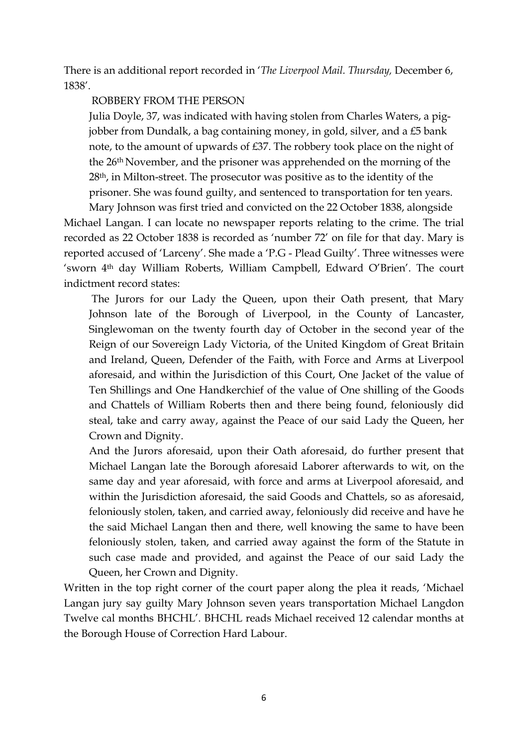There is an additional report recorded in '*The Liverpool Mail. Thursday,* December 6, 1838'.

> ROBBERY FROM THE PERSON
>
> Julia Doyle, 37, was indicated with having stolen from Charles Waters, a pig-jobber from Dundalk, a bag containing money, in gold, silver, and a £5 bank note, to the amount of upwards of £37. The robbery took place on the night of the 26th November, and the prisoner was apprehended on the morning of the 28th, in Milton-street. The prosecutor was positive as to the identity of the prisoner. She was found guilty, and sentenced to transportation for ten years.

Mary Johnson was first tried and convicted on the 22 October 1838, alongside Michael Langan. I can locate no newspaper reports relating to the crime. The trial recorded as 22 October 1838 is recorded as 'number 72' on file for that day. Mary is reported accused of 'Larceny'. She made a 'P.G - Plead Guilty'. Three witnesses were 'sworn 4th day William Roberts, William Campbell, Edward O'Brien'. The court indictment record states:

> The Jurors for our Lady the Queen, upon their Oath present, that Mary Johnson late of the Borough of Liverpool, in the County of Lancaster, Singlewoman on the twenty fourth day of October in the second year of the Reign of our Sovereign Lady Victoria, of the United Kingdom of Great Britain and Ireland, Queen, Defender of the Faith, with Force and Arms at Liverpool aforesaid, and within the Jurisdiction of this Court, One Jacket of the value of Ten Shillings and One Handkerchief of the value of One shilling of the Goods and Chattels of William Roberts then and there being found, feloniously did steal, take and carry away, against the Peace of our said Lady the Queen, her Crown and Dignity.
>
> And the Jurors aforesaid, upon their Oath aforesaid, do further present that Michael Langan late the Borough aforesaid Laborer afterwards to wit, on the same day and year aforesaid, with force and arms at Liverpool aforesaid, and within the Jurisdiction aforesaid, the said Goods and Chattels, so as aforesaid, feloniously stolen, taken, and carried away, feloniously did receive and have he the said Michael Langan then and there, well knowing the same to have been feloniously stolen, taken, and carried away against the form of the Statute in such case made and provided, and against the Peace of our said Lady the Queen, her Crown and Dignity.

Written in the top right corner of the court paper along the plea it reads, 'Michael Langan jury say guilty Mary Johnson seven years transportation Michael Langdon Twelve cal months BHCHL'. BHCHL reads Michael received 12 calendar months at the Borough House of Correction Hard Labour.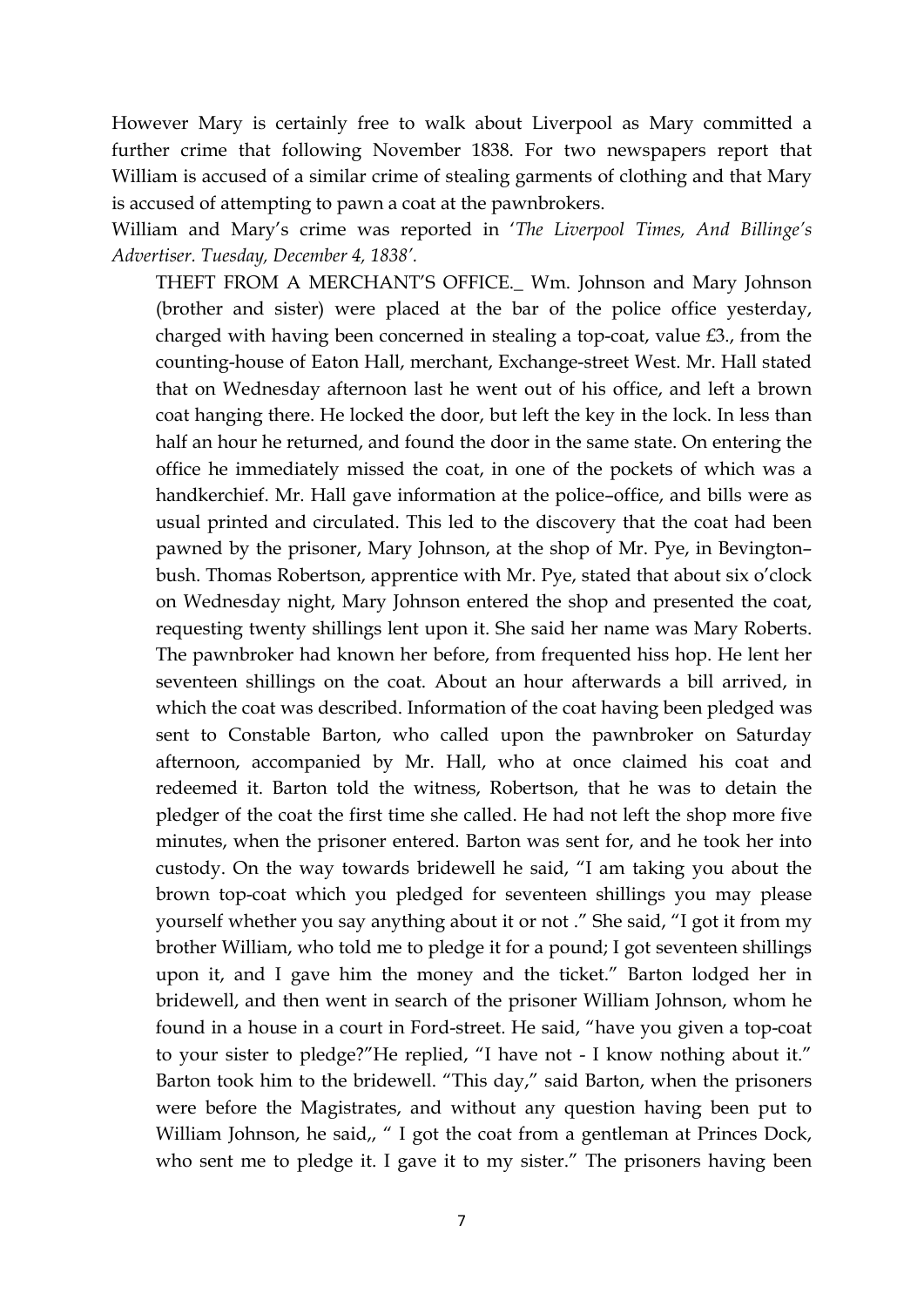However Mary is certainly free to walk about Liverpool as Mary committed a further crime that following November 1838. For two newspapers report that William is accused of a similar crime of stealing garments of clothing and that Mary is accused of attempting to pawn a coat at the pawnbrokers.

William and Mary's crime was reported in '*The Liverpool Times, And Billinge's Advertiser. Tuesday, December 4, 1838'*.

> THEFT FROM A MERCHANT'S OFFICE._ Wm. Johnson and Mary Johnson (brother and sister) were placed at the bar of the police office yesterday, charged with having been concerned in stealing a top-coat, value £3., from the counting-house of Eaton Hall, merchant, Exchange-street West. Mr. Hall stated that on Wednesday afternoon last he went out of his office, and left a brown coat hanging there. He locked the door, but left the key in the lock. In less than half an hour he returned, and found the door in the same state. On entering the office he immediately missed the coat, in one of the pockets of which was a handkerchief. Mr. Hall gave information at the police–office, and bills were as usual printed and circulated. This led to the discovery that the coat had been pawned by the prisoner, Mary Johnson, at the shop of Mr. Pye, in Bevington–bush. Thomas Robertson, apprentice with Mr. Pye, stated that about six o'clock on Wednesday night, Mary Johnson entered the shop and presented the coat, requesting twenty shillings lent upon it. She said her name was Mary Roberts. The pawnbroker had known her before, from frequented hiss hop. He lent her seventeen shillings on the coat. About an hour afterwards a bill arrived, in which the coat was described. Information of the coat having been pledged was sent to Constable Barton, who called upon the pawnbroker on Saturday afternoon, accompanied by Mr. Hall, who at once claimed his coat and redeemed it. Barton told the witness, Robertson, that he was to detain the pledger of the coat the first time she called. He had not left the shop more five minutes, when the prisoner entered. Barton was sent for, and he took her into custody. On the way towards bridewell he said, "I am taking you about the brown top-coat which you pledged for seventeen shillings you may please yourself whether you say anything about it or not ." She said, "I got it from my brother William, who told me to pledge it for a pound; I got seventeen shillings upon it, and I gave him the money and the ticket." Barton lodged her in bridewell, and then went in search of the prisoner William Johnson, whom he found in a house in a court in Ford-street. He said, "have you given a top-coat to your sister to pledge?"He replied, "I have not - I know nothing about it." Barton took him to the bridewell. "This day," said Barton, when the prisoners were before the Magistrates, and without any question having been put to William Johnson, he said,, " I got the coat from a gentleman at Princes Dock, who sent me to pledge it. I gave it to my sister." The prisoners having been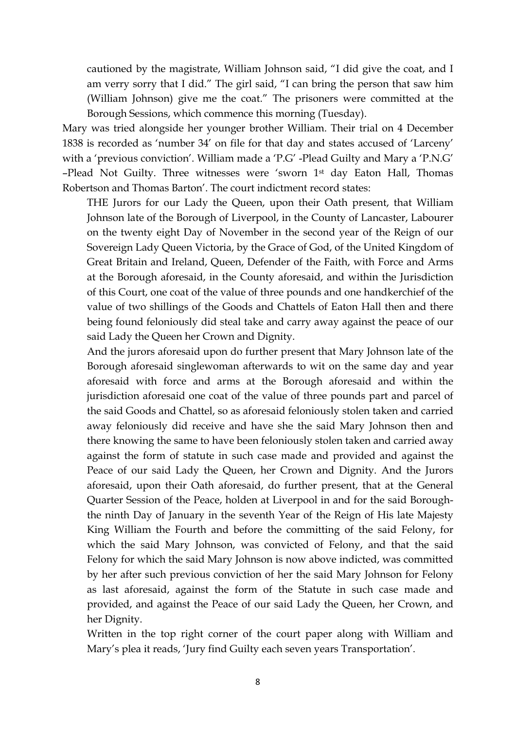> cautioned by the magistrate, William Johnson said, "I did give the coat, and I am verry sorry that I did." The girl said, "I can bring the person that saw him (William Johnson) give me the coat." The prisoners were committed at the Borough Sessions, which commence this morning (Tuesday).

Mary was tried alongside her younger brother William. Their trial on 4 December 1838 is recorded as 'number 34' on file for that day and states accused of 'Larceny' with a 'previous conviction'. William made a 'P.G' -Plead Guilty and Mary a 'P.N.G' –Plead Not Guilty. Three witnesses were 'sworn 1st day Eaton Hall, Thomas Robertson and Thomas Barton'. The court indictment record states:

> THE Jurors for our Lady the Queen, upon their Oath present, that William Johnson late of the Borough of Liverpool, in the County of Lancaster, Labourer on the twenty eight Day of November in the second year of the Reign of our Sovereign Lady Queen Victoria, by the Grace of God, of the United Kingdom of Great Britain and Ireland, Queen, Defender of the Faith, with Force and Arms at the Borough aforesaid, in the County aforesaid, and within the Jurisdiction of this Court, one coat of the value of three pounds and one handkerchief of the value of two shillings of the Goods and Chattels of Eaton Hall then and there being found feloniously did steal take and carry away against the peace of our said Lady the Queen her Crown and Dignity.
>
> And the jurors aforesaid upon do further present that Mary Johnson late of the Borough aforesaid singlewoman afterwards to wit on the same day and year aforesaid with force and arms at the Borough aforesaid and within the jurisdiction aforesaid one coat of the value of three pounds part and parcel of the said Goods and Chattel, so as aforesaid feloniously stolen taken and carried away feloniously did receive and have she the said Mary Johnson then and there knowing the same to have been feloniously stolen taken and carried away against the form of statute in such case made and provided and against the Peace of our said Lady the Queen, her Crown and Dignity. And the Jurors aforesaid, upon their Oath aforesaid, do further present, that at the General Quarter Session of the Peace, holden at Liverpool in and for the said Borough- the ninth Day of January in the seventh Year of the Reign of His late Majesty King William the Fourth and before the committing of the said Felony, for which the said Mary Johnson, was convicted of Felony, and that the said Felony for which the said Mary Johnson is now above indicted, was committed by her after such previous conviction of her the said Mary Johnson for Felony as last aforesaid, against the form of the Statute in such case made and provided, and against the Peace of our said Lady the Queen, her Crown, and her Dignity.
>
> Written in the top right corner of the court paper along with William and Mary's plea it reads, 'Jury find Guilty each seven years Transportation'.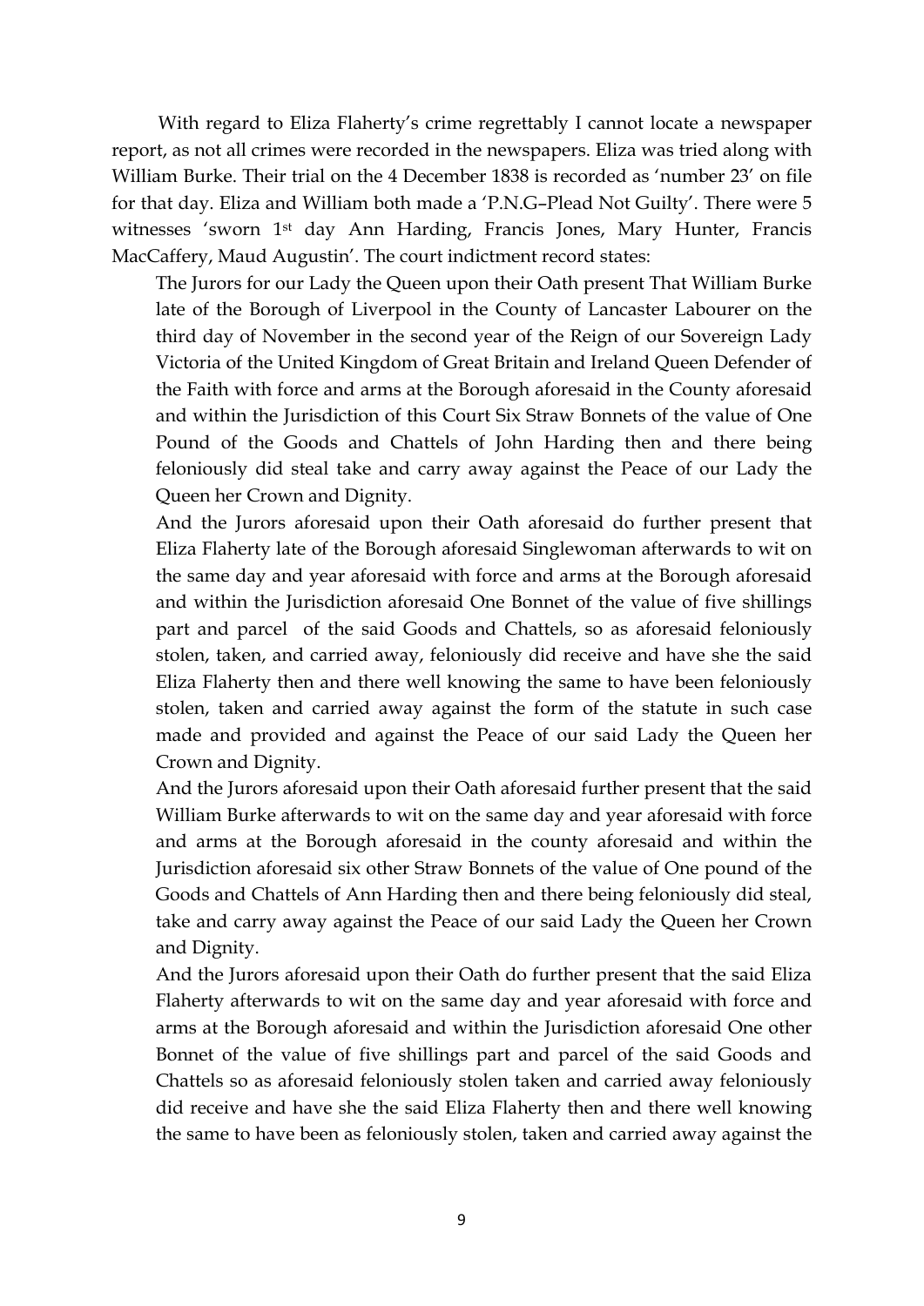With regard to Eliza Flaherty's crime regrettably I cannot locate a newspaper report, as not all crimes were recorded in the newspapers. Eliza was tried along with William Burke. Their trial on the 4 December 1838 is recorded as 'number 23' on file for that day. Eliza and William both made a 'P.N.G–Plead Not Guilty'. There were 5 witnesses 'sworn 1st day Ann Harding, Francis Jones, Mary Hunter, Francis MacCaffery, Maud Augustin'. The court indictment record states:

> The Jurors for our Lady the Queen upon their Oath present That William Burke late of the Borough of Liverpool in the County of Lancaster Labourer on the third day of November in the second year of the Reign of our Sovereign Lady Victoria of the United Kingdom of Great Britain and Ireland Queen Defender of the Faith with force and arms at the Borough aforesaid in the County aforesaid and within the Jurisdiction of this Court Six Straw Bonnets of the value of One Pound of the Goods and Chattels of John Harding then and there being feloniously did steal take and carry away against the Peace of our Lady the Queen her Crown and Dignity.
>
> And the Jurors aforesaid upon their Oath aforesaid do further present that Eliza Flaherty late of the Borough aforesaid Singlewoman afterwards to wit on the same day and year aforesaid with force and arms at the Borough aforesaid and within the Jurisdiction aforesaid One Bonnet of the value of five shillings part and parcel of the said Goods and Chattels, so as aforesaid feloniously stolen, taken, and carried away, feloniously did receive and have she the said Eliza Flaherty then and there well knowing the same to have been feloniously stolen, taken and carried away against the form of the statute in such case made and provided and against the Peace of our said Lady the Queen her Crown and Dignity.
>
> And the Jurors aforesaid upon their Oath aforesaid further present that the said William Burke afterwards to wit on the same day and year aforesaid with force and arms at the Borough aforesaid in the county aforesaid and within the Jurisdiction aforesaid six other Straw Bonnets of the value of One pound of the Goods and Chattels of Ann Harding then and there being feloniously did steal, take and carry away against the Peace of our said Lady the Queen her Crown and Dignity.
>
> And the Jurors aforesaid upon their Oath do further present that the said Eliza Flaherty afterwards to wit on the same day and year aforesaid with force and arms at the Borough aforesaid and within the Jurisdiction aforesaid One other Bonnet of the value of five shillings part and parcel of the said Goods and Chattels so as aforesaid feloniously stolen taken and carried away feloniously did receive and have she the said Eliza Flaherty then and there well knowing the same to have been as feloniously stolen, taken and carried away against the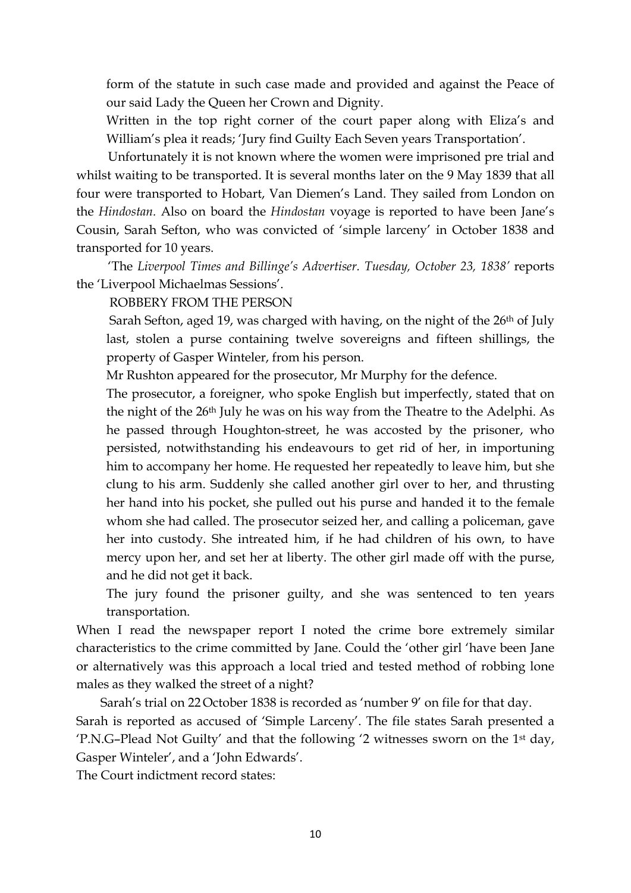form of the statute in such case made and provided and against the Peace of our said Lady the Queen her Crown and Dignity.

Written in the top right corner of the court paper along with Eliza's and William's plea it reads; 'Jury find Guilty Each Seven years Transportation'.

Unfortunately it is not known where the women were imprisoned pre trial and whilst waiting to be transported. It is several months later on the 9 May 1839 that all four were transported to Hobart, Van Diemen's Land. They sailed from London on the *Hindostan.* Also on board the *Hindostan* voyage is reported to have been Jane's Cousin, Sarah Sefton, who was convicted of 'simple larceny' in October 1838 and transported for 10 years.

'The *Liverpool Times and Billinge's Advertiser. Tuesday, October 23, 1838'* reports the 'Liverpool Michaelmas Sessions'.

ROBBERY FROM THE PERSON

Sarah Sefton, aged 19, was charged with having, on the night of the 26th of July last, stolen a purse containing twelve sovereigns and fifteen shillings, the property of Gasper Winteler, from his person.

Mr Rushton appeared for the prosecutor, Mr Murphy for the defence.

The prosecutor, a foreigner, who spoke English but imperfectly, stated that on the night of the 26th July he was on his way from the Theatre to the Adelphi. As he passed through Houghton-street, he was accosted by the prisoner, who persisted, notwithstanding his endeavours to get rid of her, in importuning him to accompany her home. He requested her repeatedly to leave him, but she clung to his arm. Suddenly she called another girl over to her, and thrusting her hand into his pocket, she pulled out his purse and handed it to the female whom she had called. The prosecutor seized her, and calling a policeman, gave her into custody. She intreated him, if he had children of his own, to have mercy upon her, and set her at liberty. The other girl made off with the purse, and he did not get it back.

The jury found the prisoner guilty, and she was sentenced to ten years transportation.

When I read the newspaper report I noted the crime bore extremely similar characteristics to the crime committed by Jane. Could the 'other girl 'have been Jane or alternatively was this approach a local tried and tested method of robbing lone males as they walked the street of a night?

Sarah's trial on 22 October 1838 is recorded as 'number 9' on file for that day. Sarah is reported as accused of 'Simple Larceny'. The file states Sarah presented a 'P.N.G–Plead Not Guilty' and that the following '2 witnesses sworn on the 1st day, Gasper Winteler', and a 'John Edwards'.

The Court indictment record states: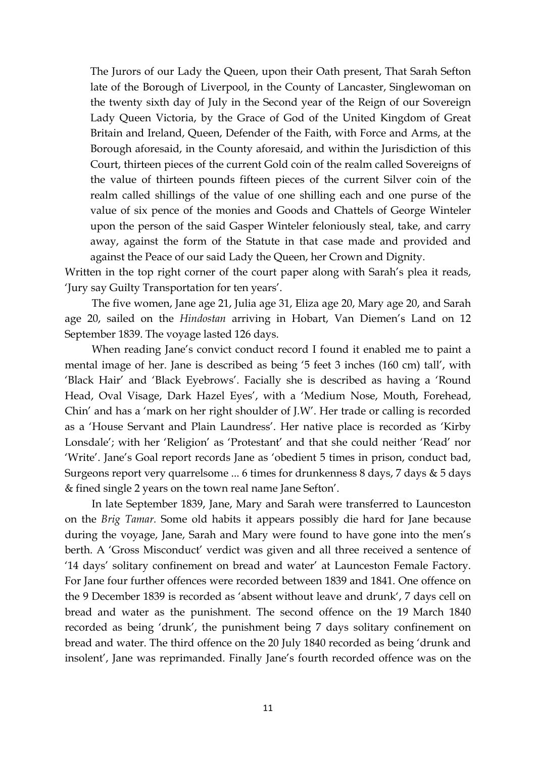> The Jurors of our Lady the Queen, upon their Oath present, That Sarah Sefton late of the Borough of Liverpool, in the County of Lancaster, Singlewoman on the twenty sixth day of July in the Second year of the Reign of our Sovereign Lady Queen Victoria, by the Grace of God of the United Kingdom of Great Britain and Ireland, Queen, Defender of the Faith, with Force and Arms, at the Borough aforesaid, in the County aforesaid, and within the Jurisdiction of this Court, thirteen pieces of the current Gold coin of the realm called Sovereigns of the value of thirteen pounds fifteen pieces of the current Silver coin of the realm called shillings of the value of one shilling each and one purse of the value of six pence of the monies and Goods and Chattels of George Winteler upon the person of the said Gasper Winteler feloniously steal, take, and carry away, against the form of the Statute in that case made and provided and against the Peace of our said Lady the Queen, her Crown and Dignity.

Written in the top right corner of the court paper along with Sarah's plea it reads, 'Jury say Guilty Transportation for ten years'.

The five women, Jane age 21, Julia age 31, Eliza age 20, Mary age 20, and Sarah age 20, sailed on the *Hindostan* arriving in Hobart, Van Diemen's Land on 12 September 1839. The voyage lasted 126 days.

When reading Jane's convict conduct record I found it enabled me to paint a mental image of her. Jane is described as being '5 feet 3 inches (160 cm) tall', with 'Black Hair' and 'Black Eyebrows'. Facially she is described as having a 'Round Head, Oval Visage, Dark Hazel Eyes', with a 'Medium Nose, Mouth, Forehead, Chin' and has a 'mark on her right shoulder of J.W'. Her trade or calling is recorded as a 'House Servant and Plain Laundress'. Her native place is recorded as 'Kirby Lonsdale'; with her 'Religion' as 'Protestant' and that she could neither 'Read' nor 'Write'. Jane's Goal report records Jane as 'obedient 5 times in prison, conduct bad, Surgeons report very quarrelsome ... 6 times for drunkenness 8 days, 7 days & 5 days & fined single 2 years on the town real name Jane Sefton'.

In late September 1839, Jane, Mary and Sarah were transferred to Launceston on the *Brig Tamar.* Some old habits it appears possibly die hard for Jane because during the voyage, Jane, Sarah and Mary were found to have gone into the men's berth. A 'Gross Misconduct' verdict was given and all three received a sentence of '14 days' solitary confinement on bread and water' at Launceston Female Factory. For Jane four further offences were recorded between 1839 and 1841. One offence on the 9 December 1839 is recorded as 'absent without leave and drunk', 7 days cell on bread and water as the punishment. The second offence on the 19 March 1840 recorded as being 'drunk', the punishment being 7 days solitary confinement on bread and water. The third offence on the 20 July 1840 recorded as being 'drunk and insolent', Jane was reprimanded. Finally Jane's fourth recorded offence was on the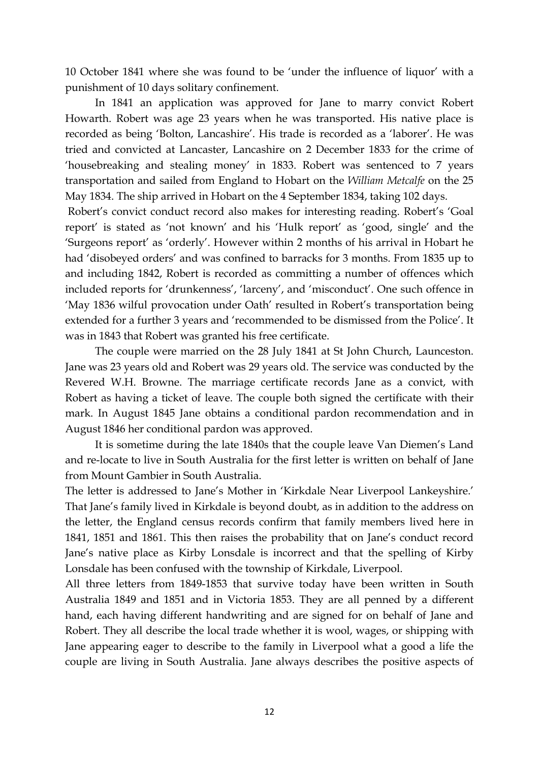10 October 1841 where she was found to be 'under the influence of liquor' with a punishment of 10 days solitary confinement.

In 1841 an application was approved for Jane to marry convict Robert Howarth. Robert was age 23 years when he was transported. His native place is recorded as being 'Bolton, Lancashire'. His trade is recorded as a 'laborer'. He was tried and convicted at Lancaster, Lancashire on 2 December 1833 for the crime of 'housebreaking and stealing money' in 1833. Robert was sentenced to 7 years transportation and sailed from England to Hobart on the *William Metcalfe* on the 25 May 1834. The ship arrived in Hobart on the 4 September 1834, taking 102 days.

Robert's convict conduct record also makes for interesting reading. Robert's 'Goal report' is stated as 'not known' and his 'Hulk report' as 'good, single' and the 'Surgeons report' as 'orderly'. However within 2 months of his arrival in Hobart he had 'disobeyed orders' and was confined to barracks for 3 months. From 1835 up to and including 1842, Robert is recorded as committing a number of offences which included reports for 'drunkenness', 'larceny', and 'misconduct'. One such offence in 'May 1836 wilful provocation under Oath' resulted in Robert's transportation being extended for a further 3 years and 'recommended to be dismissed from the Police'. It was in 1843 that Robert was granted his free certificate.

The couple were married on the 28 July 1841 at St John Church, Launceston. Jane was 23 years old and Robert was 29 years old. The service was conducted by the Revered W.H. Browne. The marriage certificate records Jane as a convict, with Robert as having a ticket of leave. The couple both signed the certificate with their mark. In August 1845 Jane obtains a conditional pardon recommendation and in August 1846 her conditional pardon was approved.

It is sometime during the late 1840s that the couple leave Van Diemen's Land and re-locate to live in South Australia for the first letter is written on behalf of Jane from Mount Gambier in South Australia.

The letter is addressed to Jane's Mother in 'Kirkdale Near Liverpool Lankeyshire.' That Jane's family lived in Kirkdale is beyond doubt, as in addition to the address on the letter, the England census records confirm that family members lived here in 1841, 1851 and 1861. This then raises the probability that on Jane's conduct record Jane's native place as Kirby Lonsdale is incorrect and that the spelling of Kirby Lonsdale has been confused with the township of Kirkdale, Liverpool.

All three letters from 1849-1853 that survive today have been written in South Australia 1849 and 1851 and in Victoria 1853. They are all penned by a different hand, each having different handwriting and are signed for on behalf of Jane and Robert. They all describe the local trade whether it is wool, wages, or shipping with Jane appearing eager to describe to the family in Liverpool what a good a life the couple are living in South Australia. Jane always describes the positive aspects of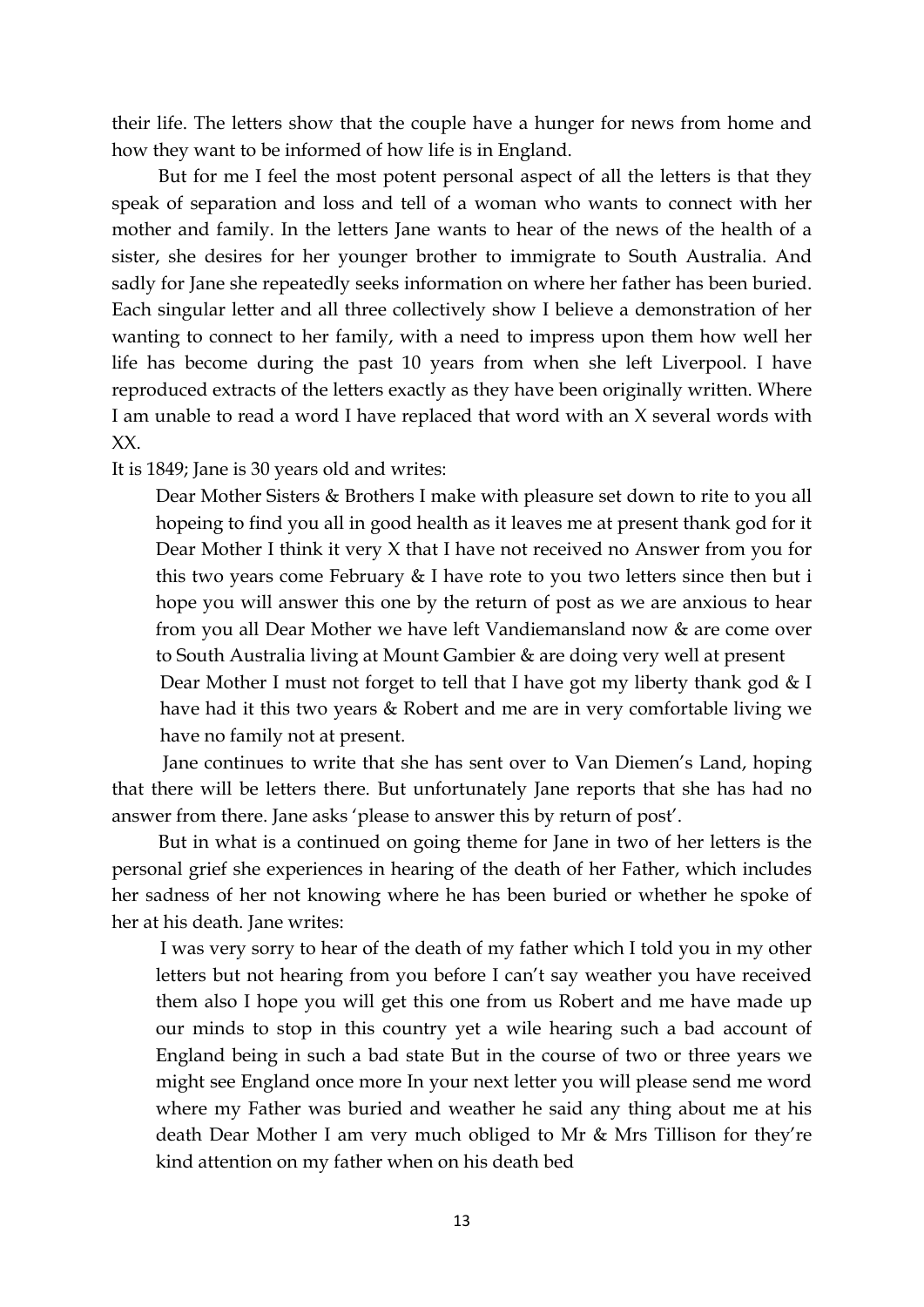their life. The letters show that the couple have a hunger for news from home and how they want to be informed of how life is in England.

But for me I feel the most potent personal aspect of all the letters is that they speak of separation and loss and tell of a woman who wants to connect with her mother and family. In the letters Jane wants to hear of the news of the health of a sister, she desires for her younger brother to immigrate to South Australia. And sadly for Jane she repeatedly seeks information on where her father has been buried. Each singular letter and all three collectively show I believe a demonstration of her wanting to connect to her family, with a need to impress upon them how well her life has become during the past 10 years from when she left Liverpool. I have reproduced extracts of the letters exactly as they have been originally written. Where I am unable to read a word I have replaced that word with an X several words with XX.

It is 1849; Jane is 30 years old and writes:

> Dear Mother Sisters & Brothers I make with pleasure set down to rite to you all hopeing to find you all in good health as it leaves me at present thank god for it Dear Mother I think it very X that I have not received no Answer from you for this two years come February & I have rote to you two letters since then but i hope you will answer this one by the return of post as we are anxious to hear from you all Dear Mother we have left Vandiemansland now & are come over to South Australia living at Mount Gambier & are doing very well at present
>
> Dear Mother I must not forget to tell that I have got my liberty thank god & I have had it this two years & Robert and me are in very comfortable living we have no family not at present.

Jane continues to write that she has sent over to Van Diemen's Land, hoping that there will be letters there. But unfortunately Jane reports that she has had no answer from there. Jane asks 'please to answer this by return of post'.

But in what is a continued on going theme for Jane in two of her letters is the personal grief she experiences in hearing of the death of her Father, which includes her sadness of her not knowing where he has been buried or whether he spoke of her at his death. Jane writes:

> I was very sorry to hear of the death of my father which I told you in my other letters but not hearing from you before I can't say weather you have received them also I hope you will get this one from us Robert and me have made up our minds to stop in this country yet a wile hearing such a bad account of England being in such a bad state But in the course of two or three years we might see England once more In your next letter you will please send me word where my Father was buried and weather he said any thing about me at his death Dear Mother I am very much obliged to Mr & Mrs Tillison for they're kind attention on my father when on his death bed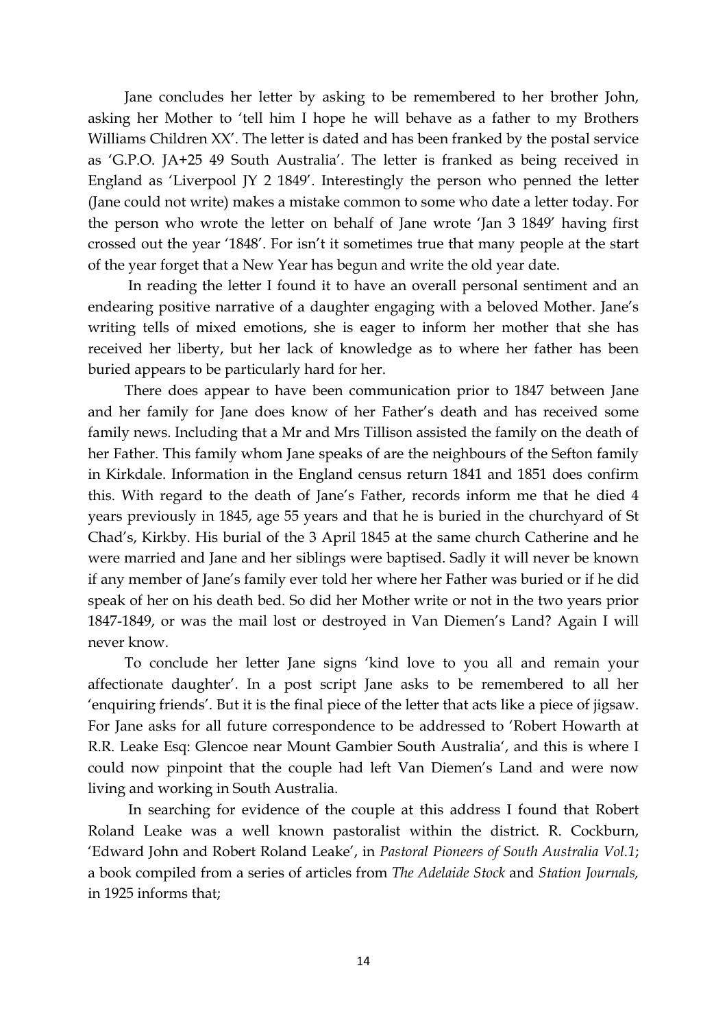Jane concludes her letter by asking to be remembered to her brother John, asking her Mother to 'tell him I hope he will behave as a father to my Brothers Williams Children XX'. The letter is dated and has been franked by the postal service as 'G.P.O. JA+25 49 South Australia'. The letter is franked as being received in England as 'Liverpool JY 2 1849'. Interestingly the person who penned the letter (Jane could not write) makes a mistake common to some who date a letter today. For the person who wrote the letter on behalf of Jane wrote 'Jan 3 1849' having first crossed out the year '1848'. For isn't it sometimes true that many people at the start of the year forget that a New Year has begun and write the old year date.

In reading the letter I found it to have an overall personal sentiment and an endearing positive narrative of a daughter engaging with a beloved Mother. Jane's writing tells of mixed emotions, she is eager to inform her mother that she has received her liberty, but her lack of knowledge as to where her father has been buried appears to be particularly hard for her.

There does appear to have been communication prior to 1847 between Jane and her family for Jane does know of her Father's death and has received some family news. Including that a Mr and Mrs Tillison assisted the family on the death of her Father. This family whom Jane speaks of are the neighbours of the Sefton family in Kirkdale. Information in the England census return 1841 and 1851 does confirm this. With regard to the death of Jane's Father, records inform me that he died 4 years previously in 1845, age 55 years and that he is buried in the churchyard of St Chad's, Kirkby. His burial of the 3 April 1845 at the same church Catherine and he were married and Jane and her siblings were baptised. Sadly it will never be known if any member of Jane's family ever told her where her Father was buried or if he did speak of her on his death bed. So did her Mother write or not in the two years prior 1847-1849, or was the mail lost or destroyed in Van Diemen's Land? Again I will never know.

To conclude her letter Jane signs 'kind love to you all and remain your affectionate daughter'. In a post script Jane asks to be remembered to all her 'enquiring friends'. But it is the final piece of the letter that acts like a piece of jigsaw. For Jane asks for all future correspondence to be addressed to 'Robert Howarth at R.R. Leake Esq: Glencoe near Mount Gambier South Australia', and this is where I could now pinpoint that the couple had left Van Diemen's Land and were now living and working in South Australia.

In searching for evidence of the couple at this address I found that Robert Roland Leake was a well known pastoralist within the district. R. Cockburn, 'Edward John and Robert Roland Leake', in *Pastoral Pioneers of South Australia Vol.1*; a book compiled from a series of articles from *The Adelaide Stock* and *Station Journals,* in 1925 informs that;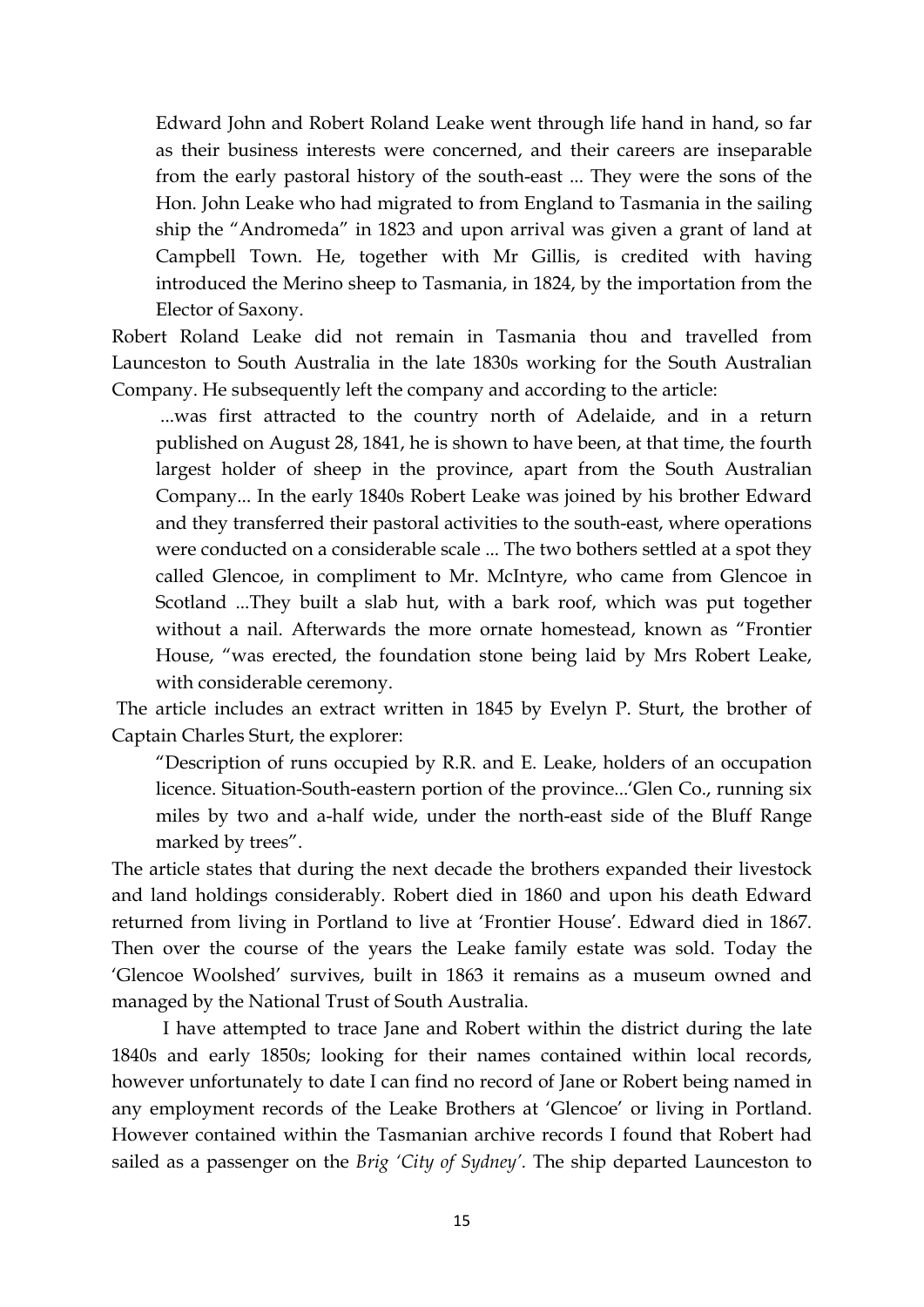> Edward John and Robert Roland Leake went through life hand in hand, so far as their business interests were concerned, and their careers are inseparable from the early pastoral history of the south-east ... They were the sons of the Hon. John Leake who had migrated to from England to Tasmania in the sailing ship the "Andromeda" in 1823 and upon arrival was given a grant of land at Campbell Town. He, together with Mr Gillis, is credited with having introduced the Merino sheep to Tasmania, in 1824, by the importation from the Elector of Saxony.

Robert Roland Leake did not remain in Tasmania thou and travelled from Launceston to South Australia in the late 1830s working for the South Australian Company. He subsequently left the company and according to the article:

> ...was first attracted to the country north of Adelaide, and in a return published on August 28, 1841, he is shown to have been, at that time, the fourth largest holder of sheep in the province, apart from the South Australian Company... In the early 1840s Robert Leake was joined by his brother Edward and they transferred their pastoral activities to the south-east, where operations were conducted on a considerable scale ... The two bothers settled at a spot they called Glencoe, in compliment to Mr. McIntyre, who came from Glencoe in Scotland ...They built a slab hut, with a bark roof, which was put together without a nail. Afterwards the more ornate homestead, known as "Frontier House, "was erected, the foundation stone being laid by Mrs Robert Leake, with considerable ceremony.

The article includes an extract written in 1845 by Evelyn P. Sturt, the brother of Captain Charles Sturt, the explorer:

> "Description of runs occupied by R.R. and E. Leake, holders of an occupation licence. Situation-South-eastern portion of the province...'Glen Co., running six miles by two and a-half wide, under the north-east side of the Bluff Range marked by trees".

The article states that during the next decade the brothers expanded their livestock and land holdings considerably. Robert died in 1860 and upon his death Edward returned from living in Portland to live at 'Frontier House'. Edward died in 1867. Then over the course of the years the Leake family estate was sold. Today the 'Glencoe Woolshed' survives, built in 1863 it remains as a museum owned and managed by the National Trust of South Australia.

I have attempted to trace Jane and Robert within the district during the late 1840s and early 1850s; looking for their names contained within local records, however unfortunately to date I can find no record of Jane or Robert being named in any employment records of the Leake Brothers at 'Glencoe' or living in Portland. However contained within the Tasmanian archive records I found that Robert had sailed as a passenger on the *Brig 'City of Sydney'*. The ship departed Launceston to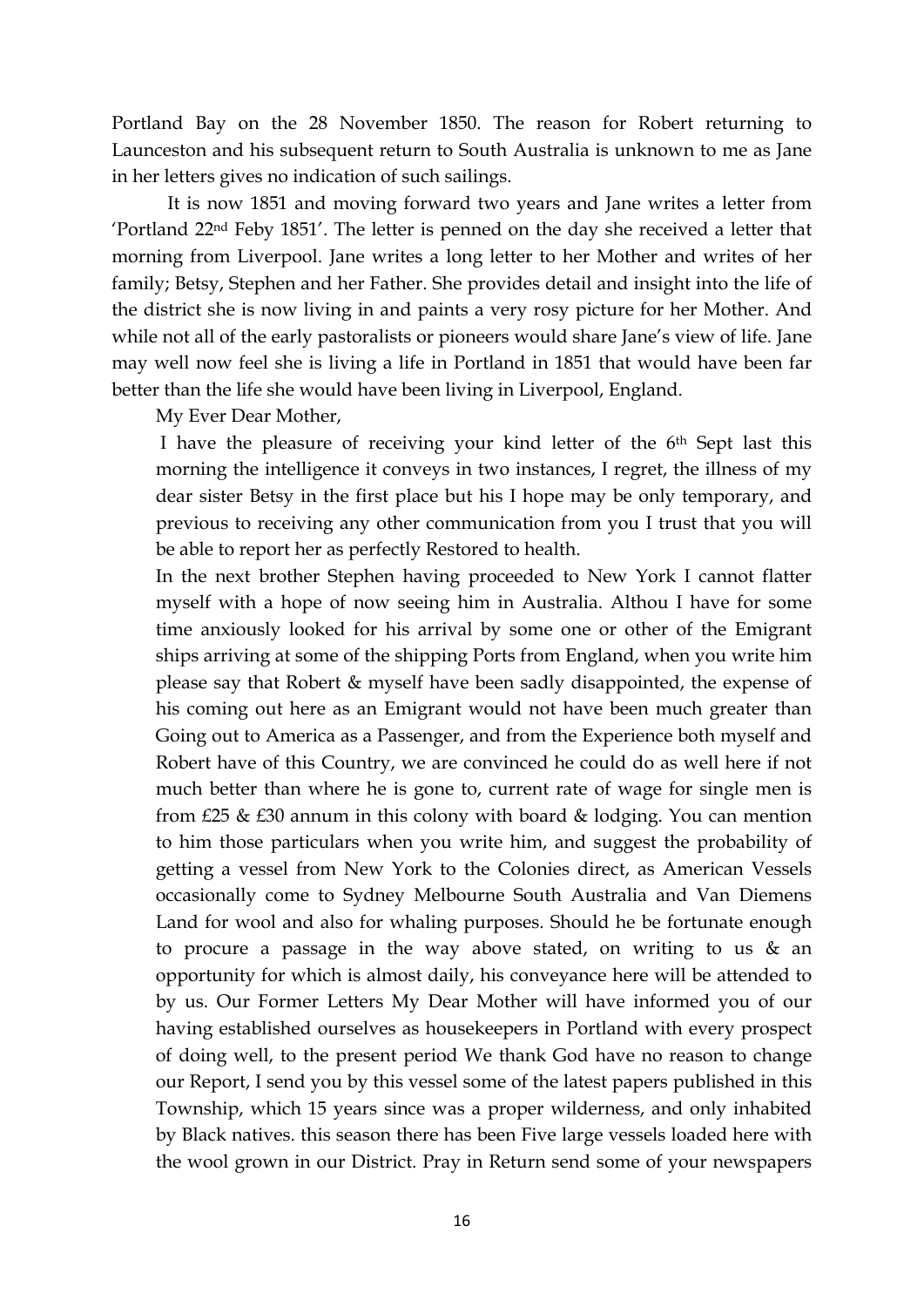Portland Bay on the 28 November 1850. The reason for Robert returning to Launceston and his subsequent return to South Australia is unknown to me as Jane in her letters gives no indication of such sailings.

It is now 1851 and moving forward two years and Jane writes a letter from 'Portland 22nd Feby 1851'. The letter is penned on the day she received a letter that morning from Liverpool. Jane writes a long letter to her Mother and writes of her family; Betsy, Stephen and her Father. She provides detail and insight into the life of the district she is now living in and paints a very rosy picture for her Mother. And while not all of the early pastoralists or pioneers would share Jane's view of life. Jane may well now feel she is living a life in Portland in 1851 that would have been far better than the life she would have been living in Liverpool, England.

My Ever Dear Mother,

I have the pleasure of receiving your kind letter of the 6th Sept last this morning the intelligence it conveys in two instances, I regret, the illness of my dear sister Betsy in the first place but his I hope may be only temporary, and previous to receiving any other communication from you I trust that you will be able to report her as perfectly Restored to health.

In the next brother Stephen having proceeded to New York I cannot flatter myself with a hope of now seeing him in Australia. Althou I have for some time anxiously looked for his arrival by some one or other of the Emigrant ships arriving at some of the shipping Ports from England, when you write him please say that Robert & myself have been sadly disappointed, the expense of his coming out here as an Emigrant would not have been much greater than Going out to America as a Passenger, and from the Experience both myself and Robert have of this Country, we are convinced he could do as well here if not much better than where he is gone to, current rate of wage for single men is from £25 & £30 annum in this colony with board & lodging. You can mention to him those particulars when you write him, and suggest the probability of getting a vessel from New York to the Colonies direct, as American Vessels occasionally come to Sydney Melbourne South Australia and Van Diemens Land for wool and also for whaling purposes. Should he be fortunate enough to procure a passage in the way above stated, on writing to us & an opportunity for which is almost daily, his conveyance here will be attended to by us. Our Former Letters My Dear Mother will have informed you of our having established ourselves as housekeepers in Portland with every prospect of doing well, to the present period We thank God have no reason to change our Report, I send you by this vessel some of the latest papers published in this Township, which 15 years since was a proper wilderness, and only inhabited by Black natives. this season there has been Five large vessels loaded here with the wool grown in our District. Pray in Return send some of your newspapers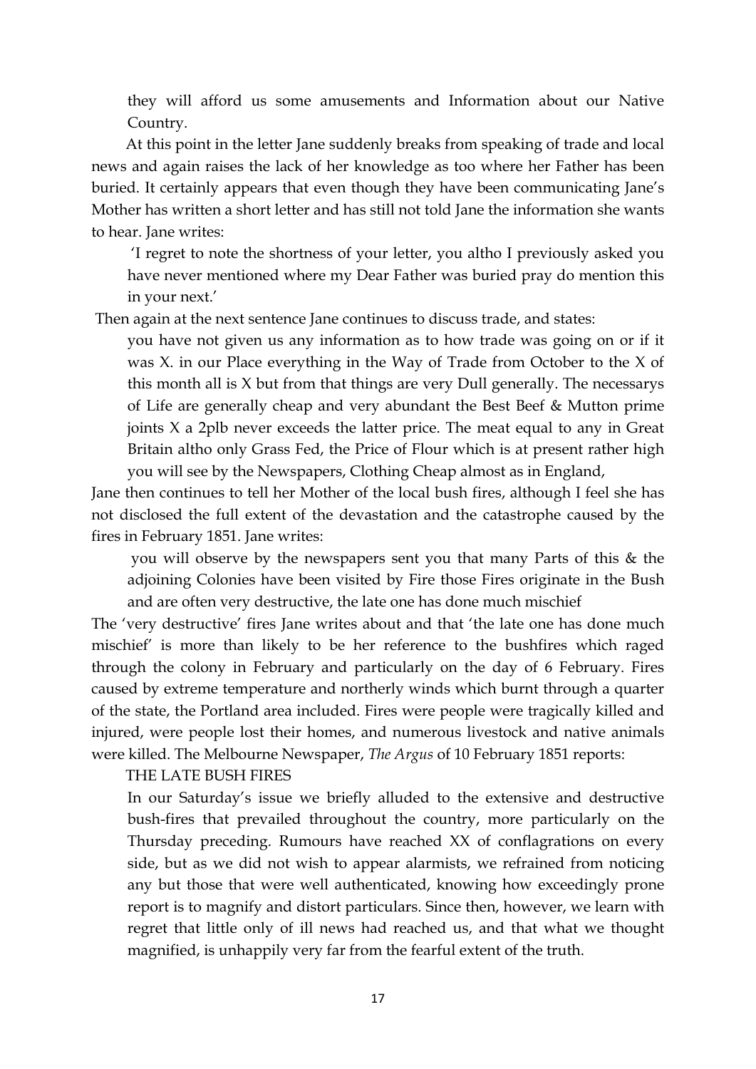> they will afford us some amusements and Information about our Native Country.

At this point in the letter Jane suddenly breaks from speaking of trade and local news and again raises the lack of her knowledge as too where her Father has been buried. It certainly appears that even though they have been communicating Jane's Mother has written a short letter and has still not told Jane the information she wants to hear. Jane writes:

> 'I regret to note the shortness of your letter, you altho I previously asked you have never mentioned where my Dear Father was buried pray do mention this in your next.'

Then again at the next sentence Jane continues to discuss trade, and states:

> you have not given us any information as to how trade was going on or if it was X. in our Place everything in the Way of Trade from October to the X of this month all is X but from that things are very Dull generally. The necessarys of Life are generally cheap and very abundant the Best Beef & Mutton prime joints X a 2plb never exceeds the latter price. The meat equal to any in Great Britain altho only Grass Fed, the Price of Flour which is at present rather high you will see by the Newspapers, Clothing Cheap almost as in England,

Jane then continues to tell her Mother of the local bush fires, although I feel she has not disclosed the full extent of the devastation and the catastrophe caused by the fires in February 1851. Jane writes:

> you will observe by the newspapers sent you that many Parts of this & the adjoining Colonies have been visited by Fire those Fires originate in the Bush and are often very destructive, the late one has done much mischief

The 'very destructive' fires Jane writes about and that 'the late one has done much mischief' is more than likely to be her reference to the bushfires which raged through the colony in February and particularly on the day of 6 February. Fires caused by extreme temperature and northerly winds which burnt through a quarter of the state, the Portland area included. Fires were people were tragically killed and injured, were people lost their homes, and numerous livestock and native animals were killed. The Melbourne Newspaper, *The Argus* of 10 February 1851 reports:

> THE LATE BUSH FIRES
>
> In our Saturday's issue we briefly alluded to the extensive and destructive bush-fires that prevailed throughout the country, more particularly on the Thursday preceding. Rumours have reached XX of conflagrations on every side, but as we did not wish to appear alarmists, we refrained from noticing any but those that were well authenticated, knowing how exceedingly prone report is to magnify and distort particulars. Since then, however, we learn with regret that little only of ill news had reached us, and that what we thought magnified, is unhappily very far from the fearful extent of the truth.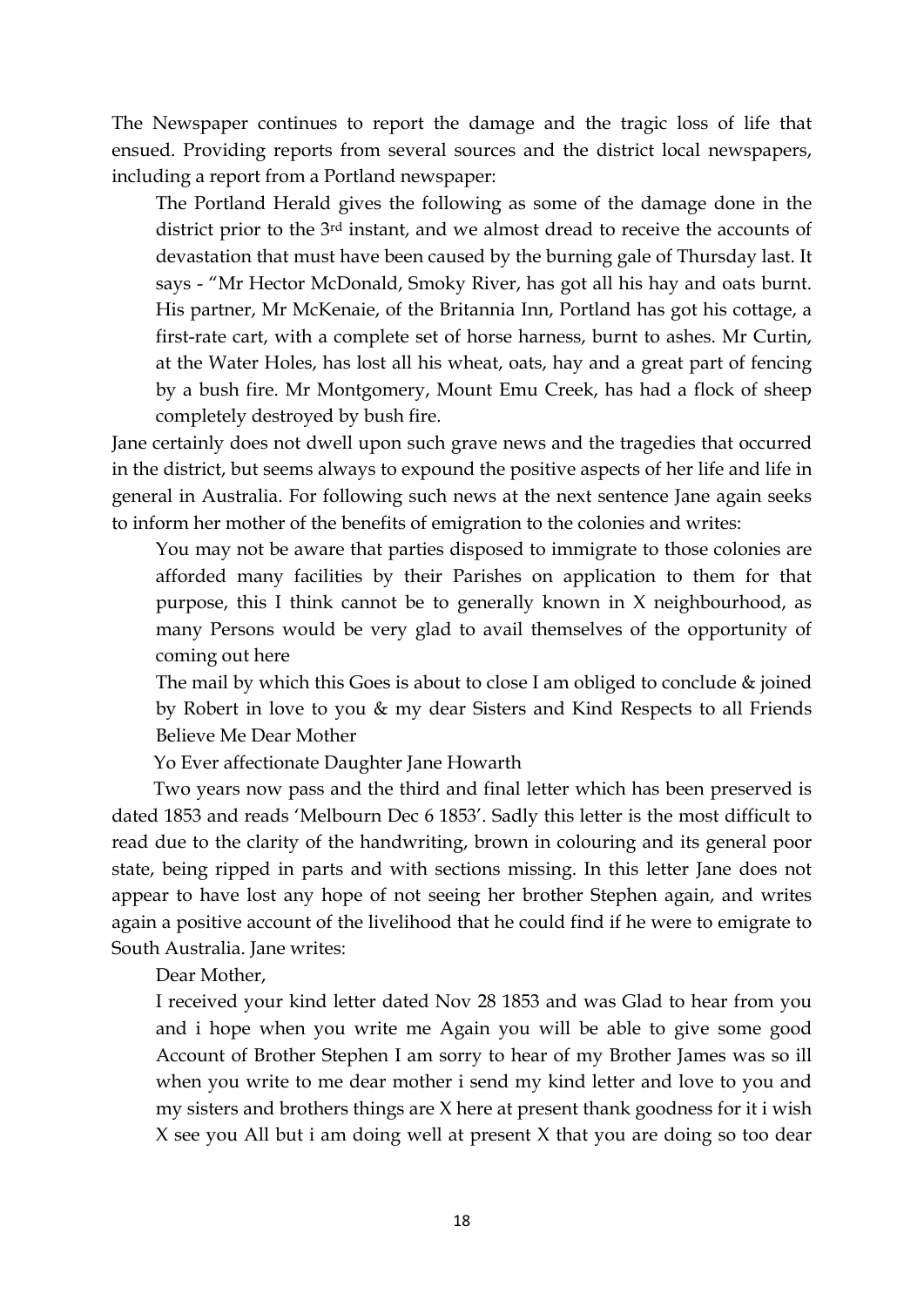The Newspaper continues to report the damage and the tragic loss of life that ensued. Providing reports from several sources and the district local newspapers, including a report from a Portland newspaper:

> The Portland Herald gives the following as some of the damage done in the district prior to the 3rd instant, and we almost dread to receive the accounts of devastation that must have been caused by the burning gale of Thursday last. It says - "Mr Hector McDonald, Smoky River, has got all his hay and oats burnt. His partner, Mr McKenaie, of the Britannia Inn, Portland has got his cottage, a first-rate cart, with a complete set of horse harness, burnt to ashes. Mr Curtin, at the Water Holes, has lost all his wheat, oats, hay and a great part of fencing by a bush fire. Mr Montgomery, Mount Emu Creek, has had a flock of sheep completely destroyed by bush fire.

Jane certainly does not dwell upon such grave news and the tragedies that occurred in the district, but seems always to expound the positive aspects of her life and life in general in Australia. For following such news at the next sentence Jane again seeks to inform her mother of the benefits of emigration to the colonies and writes:

> You may not be aware that parties disposed to immigrate to those colonies are afforded many facilities by their Parishes on application to them for that purpose, this I think cannot be to generally known in X neighbourhood, as many Persons would be very glad to avail themselves of the opportunity of coming out here
>
> The mail by which this Goes is about to close I am obliged to conclude & joined by Robert in love to you & my dear Sisters and Kind Respects to all Friends Believe Me Dear Mother
>
> Yo Ever affectionate Daughter Jane Howarth

Two years now pass and the third and final letter which has been preserved is dated 1853 and reads 'Melbourn Dec 6 1853'. Sadly this letter is the most difficult to read due to the clarity of the handwriting, brown in colouring and its general poor state, being ripped in parts and with sections missing. In this letter Jane does not appear to have lost any hope of not seeing her brother Stephen again, and writes again a positive account of the livelihood that he could find if he were to emigrate to South Australia. Jane writes:

> Dear Mother,
>
> I received your kind letter dated Nov 28 1853 and was Glad to hear from you and i hope when you write me Again you will be able to give some good Account of Brother Stephen I am sorry to hear of my Brother James was so ill when you write to me dear mother i send my kind letter and love to you and my sisters and brothers things are X here at present thank goodness for it i wish X see you All but i am doing well at present X that you are doing so too dear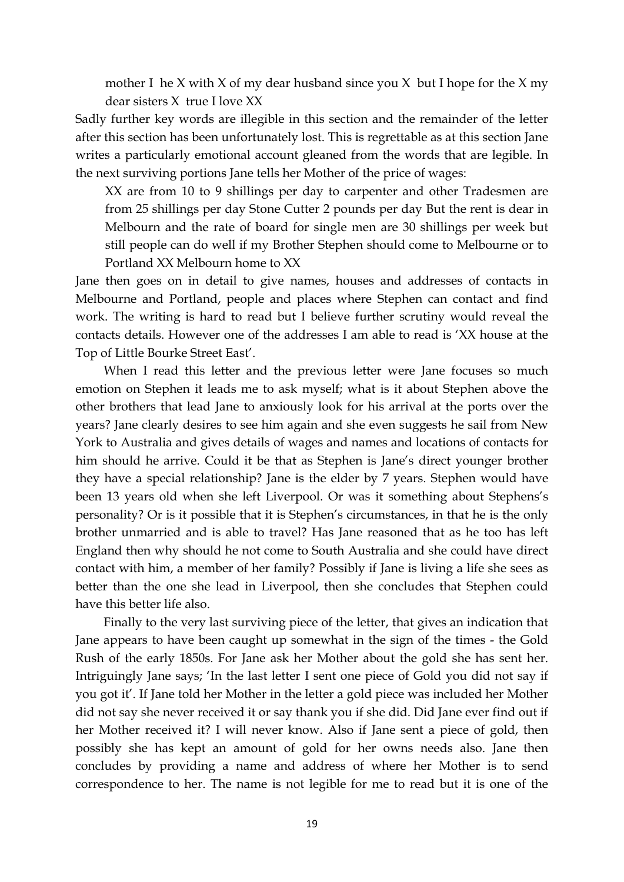> mother I he X with X of my dear husband since you X but I hope for the X my dear sisters X true I love XX

Sadly further key words are illegible in this section and the remainder of the letter after this section has been unfortunately lost. This is regrettable as at this section Jane writes a particularly emotional account gleaned from the words that are legible. In the next surviving portions Jane tells her Mother of the price of wages:

> XX are from 10 to 9 shillings per day to carpenter and other Tradesmen are from 25 shillings per day Stone Cutter 2 pounds per day But the rent is dear in Melbourn and the rate of board for single men are 30 shillings per week but still people can do well if my Brother Stephen should come to Melbourne or to Portland XX Melbourn home to XX

Jane then goes on in detail to give names, houses and addresses of contacts in Melbourne and Portland, people and places where Stephen can contact and find work. The writing is hard to read but I believe further scrutiny would reveal the contacts details. However one of the addresses I am able to read is 'XX house at the Top of Little Bourke Street East'.

When I read this letter and the previous letter were Jane focuses so much emotion on Stephen it leads me to ask myself; what is it about Stephen above the other brothers that lead Jane to anxiously look for his arrival at the ports over the years? Jane clearly desires to see him again and she even suggests he sail from New York to Australia and gives details of wages and names and locations of contacts for him should he arrive. Could it be that as Stephen is Jane's direct younger brother they have a special relationship? Jane is the elder by 7 years. Stephen would have been 13 years old when she left Liverpool. Or was it something about Stephens's personality? Or is it possible that it is Stephen's circumstances, in that he is the only brother unmarried and is able to travel? Has Jane reasoned that as he too has left England then why should he not come to South Australia and she could have direct contact with him, a member of her family? Possibly if Jane is living a life she sees as better than the one she lead in Liverpool, then she concludes that Stephen could have this better life also.

Finally to the very last surviving piece of the letter, that gives an indication that Jane appears to have been caught up somewhat in the sign of the times - the Gold Rush of the early 1850s. For Jane ask her Mother about the gold she has sent her. Intriguingly Jane says; 'In the last letter I sent one piece of Gold you did not say if you got it'. If Jane told her Mother in the letter a gold piece was included her Mother did not say she never received it or say thank you if she did. Did Jane ever find out if her Mother received it? I will never know. Also if Jane sent a piece of gold, then possibly she has kept an amount of gold for her owns needs also. Jane then concludes by providing a name and address of where her Mother is to send correspondence to her. The name is not legible for me to read but it is one of the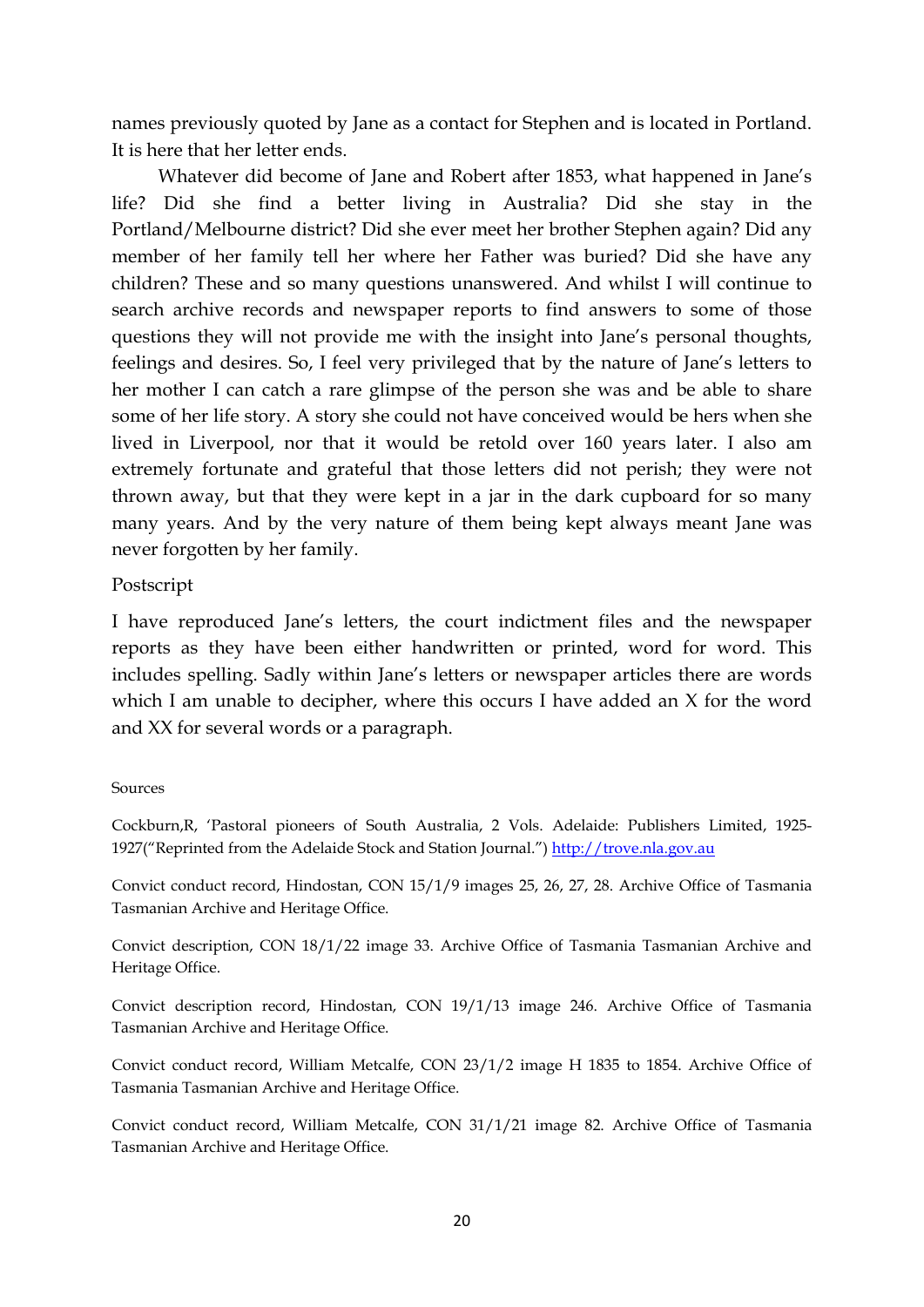names previously quoted by Jane as a contact for Stephen and is located in Portland. It is here that her letter ends.

Whatever did become of Jane and Robert after 1853, what happened in Jane's life? Did she find a better living in Australia? Did she stay in the Portland/Melbourne district? Did she ever meet her brother Stephen again? Did any member of her family tell her where her Father was buried? Did she have any children? These and so many questions unanswered. And whilst I will continue to search archive records and newspaper reports to find answers to some of those questions they will not provide me with the insight into Jane's personal thoughts, feelings and desires. So, I feel very privileged that by the nature of Jane's letters to her mother I can catch a rare glimpse of the person she was and be able to share some of her life story. A story she could not have conceived would be hers when she lived in Liverpool, nor that it would be retold over 160 years later. I also am extremely fortunate and grateful that those letters did not perish; they were not thrown away, but that they were kept in a jar in the dark cupboard for so many many years. And by the very nature of them being kept always meant Jane was never forgotten by her family.

## Postscript

I have reproduced Jane's letters, the court indictment files and the newspaper reports as they have been either handwritten or printed, word for word. This includes spelling. Sadly within Jane's letters or newspaper articles there are words which I am unable to decipher, where this occurs I have added an X for the word and XX for several words or a paragraph.

### Sources

Cockburn,R, 'Pastoral pioneers of South Australia, 2 Vols. Adelaide: Publishers Limited, 1925-1927("Reprinted from the Adelaide Stock and Station Journal.") http://trove.nla.gov.au

Convict conduct record, Hindostan, CON 15/1/9 images 25, 26, 27, 28. Archive Office of Tasmania Tasmanian Archive and Heritage Office.

Convict description, CON 18/1/22 image 33. Archive Office of Tasmania Tasmanian Archive and Heritage Office.

Convict description record, Hindostan, CON 19/1/13 image 246. Archive Office of Tasmania Tasmanian Archive and Heritage Office.

Convict conduct record, William Metcalfe, CON 23/1/2 image H 1835 to 1854. Archive Office of Tasmania Tasmanian Archive and Heritage Office.

Convict conduct record, William Metcalfe, CON 31/1/21 image 82. Archive Office of Tasmania Tasmanian Archive and Heritage Office.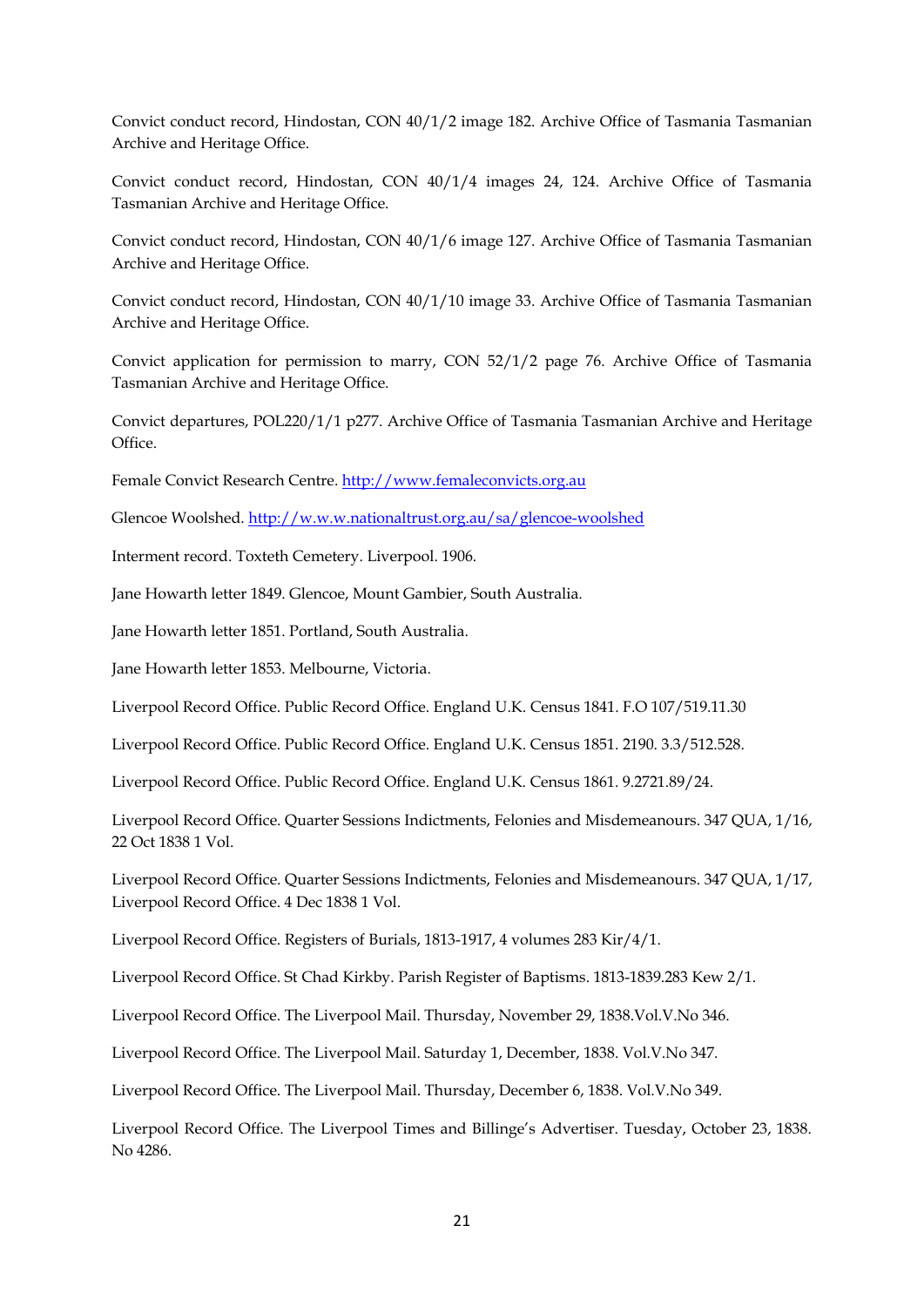Convict conduct record, Hindostan, CON 40/1/2 image 182. Archive Office of Tasmania Tasmanian Archive and Heritage Office.

Convict conduct record, Hindostan, CON 40/1/4 images 24, 124. Archive Office of Tasmania Tasmanian Archive and Heritage Office.

Convict conduct record, Hindostan, CON 40/1/6 image 127. Archive Office of Tasmania Tasmanian Archive and Heritage Office.

Convict conduct record, Hindostan, CON 40/1/10 image 33. Archive Office of Tasmania Tasmanian Archive and Heritage Office.

Convict application for permission to marry, CON 52/1/2 page 76. Archive Office of Tasmania Tasmanian Archive and Heritage Office.

Convict departures, POL220/1/1 p277. Archive Office of Tasmania Tasmanian Archive and Heritage Office.

Female Convict Research Centre. [http://www.femaleconvicts.org.au](http://www.femaleconvicts.org.au)

Glencoe Woolshed. [http://w.w.w.nationaltrust.org.au/sa/glencoe-woolshed](http://w.w.w.nationaltrust.org.au/sa/glencoe-woolshed)

Interment record. Toxteth Cemetery. Liverpool. 1906.

Jane Howarth letter 1849. Glencoe, Mount Gambier, South Australia.

Jane Howarth letter 1851. Portland, South Australia.

Jane Howarth letter 1853. Melbourne, Victoria.

Liverpool Record Office. Public Record Office. England U.K. Census 1841. F.O 107/519.11.30

Liverpool Record Office. Public Record Office. England U.K. Census 1851. 2190. 3.3/512.528.

Liverpool Record Office. Public Record Office. England U.K. Census 1861. 9.2721.89/24.

Liverpool Record Office. Quarter Sessions Indictments, Felonies and Misdemeanours. 347 QUA, 1/16, 22 Oct 1838 1 Vol.

Liverpool Record Office. Quarter Sessions Indictments, Felonies and Misdemeanours. 347 QUA, 1/17, Liverpool Record Office. 4 Dec 1838 1 Vol.

Liverpool Record Office. Registers of Burials, 1813-1917, 4 volumes 283 Kir/4/1.

Liverpool Record Office. St Chad Kirkby. Parish Register of Baptisms. 1813-1839.283 Kew 2/1.

Liverpool Record Office. The Liverpool Mail. Thursday, November 29, 1838.Vol.V.No 346.

Liverpool Record Office. The Liverpool Mail. Saturday 1, December, 1838. Vol.V.No 347.

Liverpool Record Office. The Liverpool Mail. Thursday, December 6, 1838. Vol.V.No 349.

Liverpool Record Office. The Liverpool Times and Billinge's Advertiser. Tuesday, October 23, 1838. No 4286.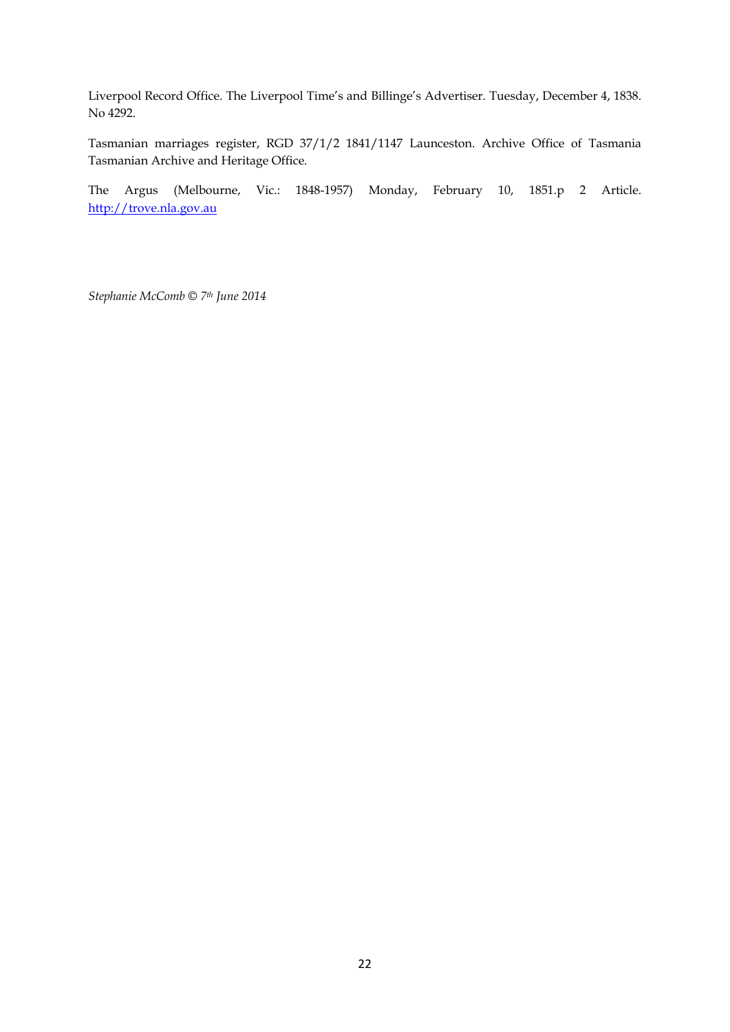Liverpool Record Office. The Liverpool Time's and Billinge's Advertiser. Tuesday, December 4, 1838. No 4292.

Tasmanian marriages register, RGD 37/1/2 1841/1147 Launceston. Archive Office of Tasmania Tasmanian Archive and Heritage Office.

The Argus (Melbourne, Vic.: 1848-1957) Monday, February 10, 1851.p 2 Article. http://trove.nla.gov.au

*Stephanie McComb © 7th June 2014*